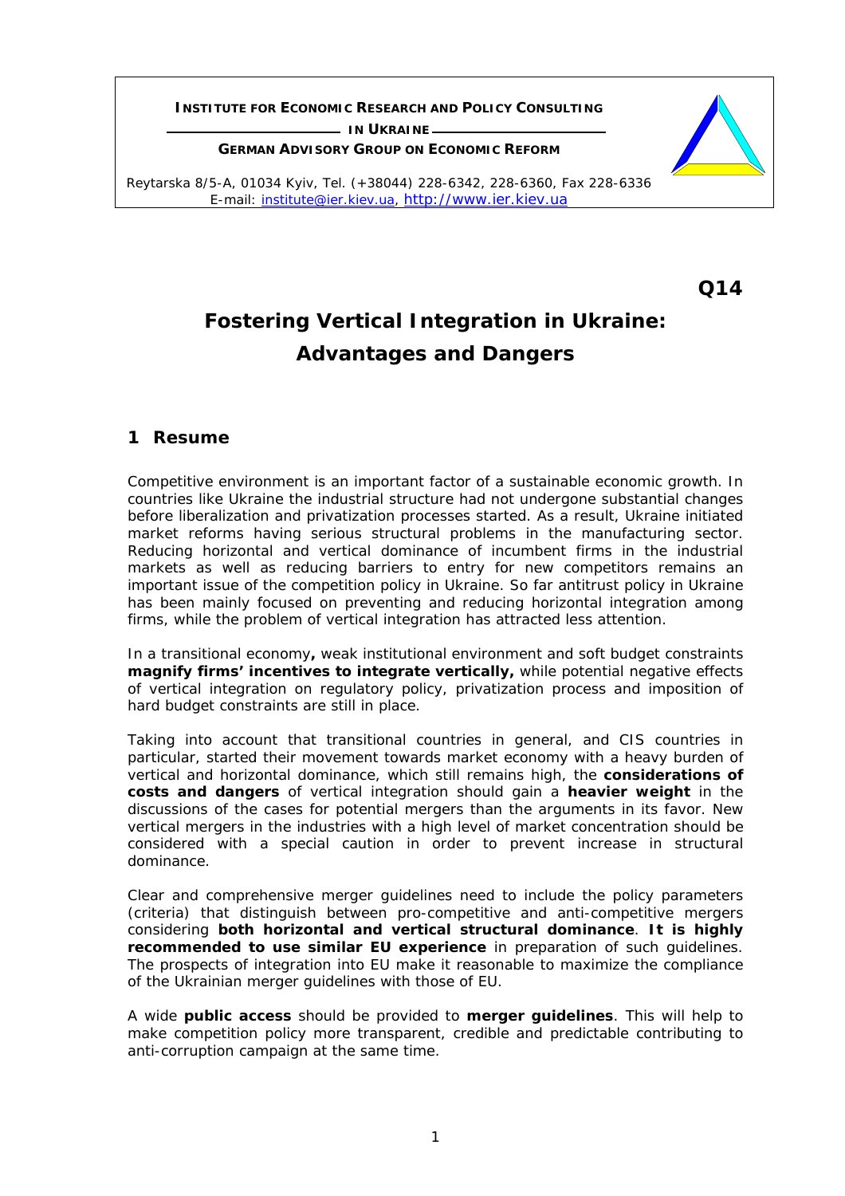**INSTITUTE FOR ECONOMIC RESEARCH AND POLICY CONSULTING IN UKRAINE**

**GERMAN ADVISORY GROUP ON ECONOMIC REFORM**

Reytarska 8/5-A, 01034 Kyiv, Tel. (+38044) 228-6342, 228-6360, Fax 228-6336
E-mail: institute@ier.kiev.ua, http://www.ier.kiev.ua

**Q14**

# Fostering Vertical Integration in Ukraine: Advantages and Dangers

## 1 Resume

Competitive environment is an important factor of a sustainable economic growth. In countries like Ukraine the industrial structure had not undergone substantial changes before liberalization and privatization processes started. As a result, Ukraine initiated market reforms having serious structural problems in the manufacturing sector. Reducing horizontal and vertical dominance of incumbent firms in the industrial markets as well as reducing barriers to entry for new competitors remains an important issue of the competition policy in Ukraine. So far antitrust policy in Ukraine has been mainly focused on preventing and reducing horizontal integration among firms, while the problem of vertical integration has attracted less attention.

In a transitional economy**,** weak institutional environment and soft budget constraints **magnify firms' incentives to integrate vertically,** while potential negative effects of vertical integration on regulatory policy, privatization process and imposition of hard budget constraints are still in place.

Taking into account that transitional countries in general, and CIS countries in particular, started their movement towards market economy with a heavy burden of vertical and horizontal dominance, which still remains high, the **considerations of costs and dangers** of vertical integration should gain a **heavier weight** in the discussions of the cases for potential mergers than the arguments in its favor. New vertical mergers in the industries with a high level of market concentration should be considered with a special caution in order to prevent increase in structural dominance.

Clear and comprehensive merger guidelines need to include the policy parameters (criteria) that distinguish between pro-competitive and anti-competitive mergers considering **both horizontal and vertical structural dominance**. **It is highly recommended to use similar EU experience** in preparation of such guidelines. The prospects of integration into EU make it reasonable to maximize the compliance of the Ukrainian merger guidelines with those of EU.

A wide **public access** should be provided to **merger guidelines**. This will help to make competition policy more transparent, credible and predictable contributing to anti-corruption campaign at the same time.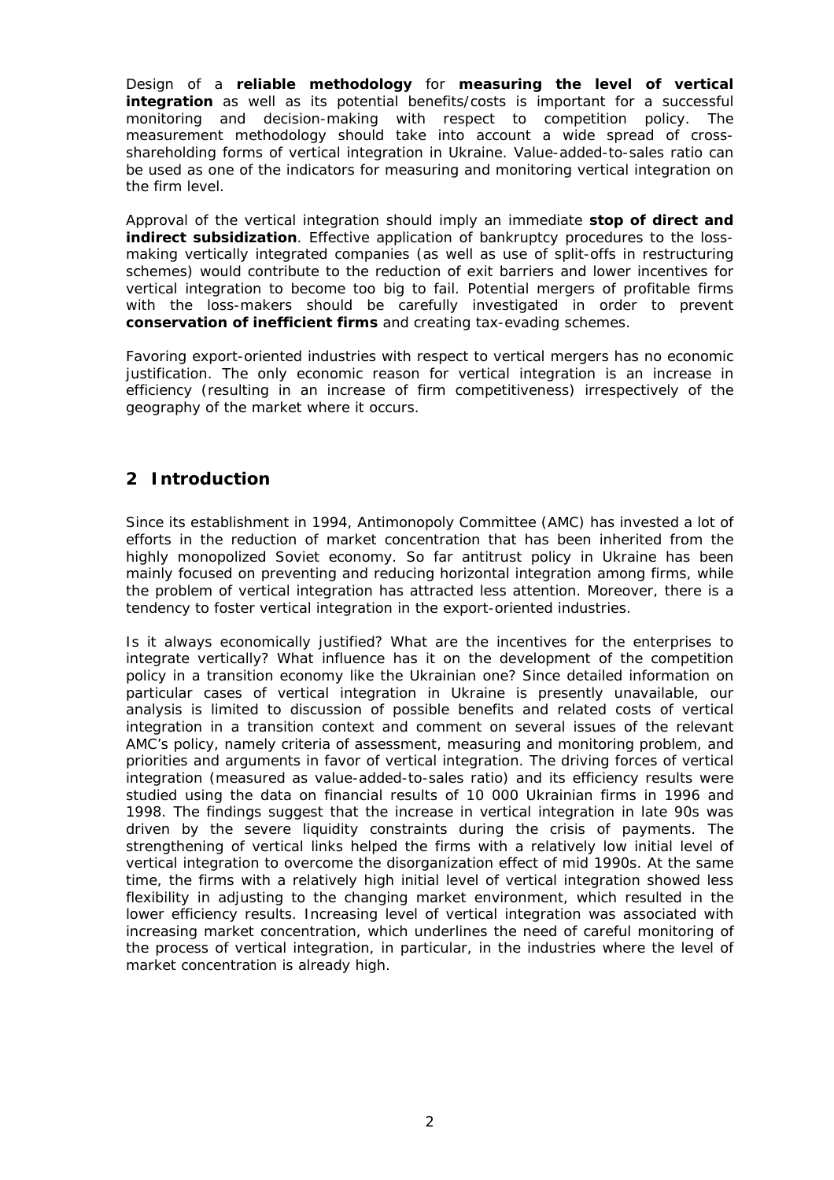Design of a **reliable methodology** for **measuring the level of vertical integration** as well as its potential benefits/costs is important for a successful monitoring and decision-making with respect to competition policy. The measurement methodology should take into account a wide spread of cross-shareholding forms of vertical integration in Ukraine. Value-added-to-sales ratio can be used as one of the indicators for measuring and monitoring vertical integration on the firm level.

Approval of the vertical integration should imply an immediate **stop of direct and indirect subsidization**. Effective application of bankruptcy procedures to the loss-making vertically integrated companies (as well as use of split-offs in restructuring schemes) would contribute to the reduction of exit barriers and lower incentives for vertical integration to become too big to fail. Potential mergers of profitable firms with the loss-makers should be carefully investigated in order to prevent **conservation of inefficient firms** and creating tax-evading schemes.

Favoring export-oriented industries with respect to vertical mergers has no economic justification. The only economic reason for vertical integration is an increase in efficiency (resulting in an increase of firm competitiveness) irrespectively of the geography of the market where it occurs.

## 2 Introduction

Since its establishment in 1994, Antimonopoly Committee (AMC) has invested a lot of efforts in the reduction of market concentration that has been inherited from the highly monopolized Soviet economy. So far antitrust policy in Ukraine has been mainly focused on preventing and reducing horizontal integration among firms, while the problem of vertical integration has attracted less attention. Moreover, there is a tendency to foster vertical integration in the export-oriented industries.

Is it always economically justified? What are the incentives for the enterprises to integrate vertically? What influence has it on the development of the competition policy in a transition economy like the Ukrainian one? Since detailed information on particular cases of vertical integration in Ukraine is presently unavailable, our analysis is limited to discussion of possible benefits and related costs of vertical integration in a transition context and comment on several issues of the relevant AMC's policy, namely criteria of assessment, measuring and monitoring problem, and priorities and arguments in favor of vertical integration. The driving forces of vertical integration (measured as value-added-to-sales ratio) and its efficiency results were studied using the data on financial results of 10 000 Ukrainian firms in 1996 and 1998. The findings suggest that the increase in vertical integration in late 90s was driven by the severe liquidity constraints during the crisis of payments. The strengthening of vertical links helped the firms with a relatively low initial level of vertical integration to overcome the disorganization effect of mid 1990s. At the same time, the firms with a relatively high initial level of vertical integration showed less flexibility in adjusting to the changing market environment, which resulted in the lower efficiency results. Increasing level of vertical integration was associated with increasing market concentration, which underlines the need of careful monitoring of the process of vertical integration, in particular, in the industries where the level of market concentration is already high.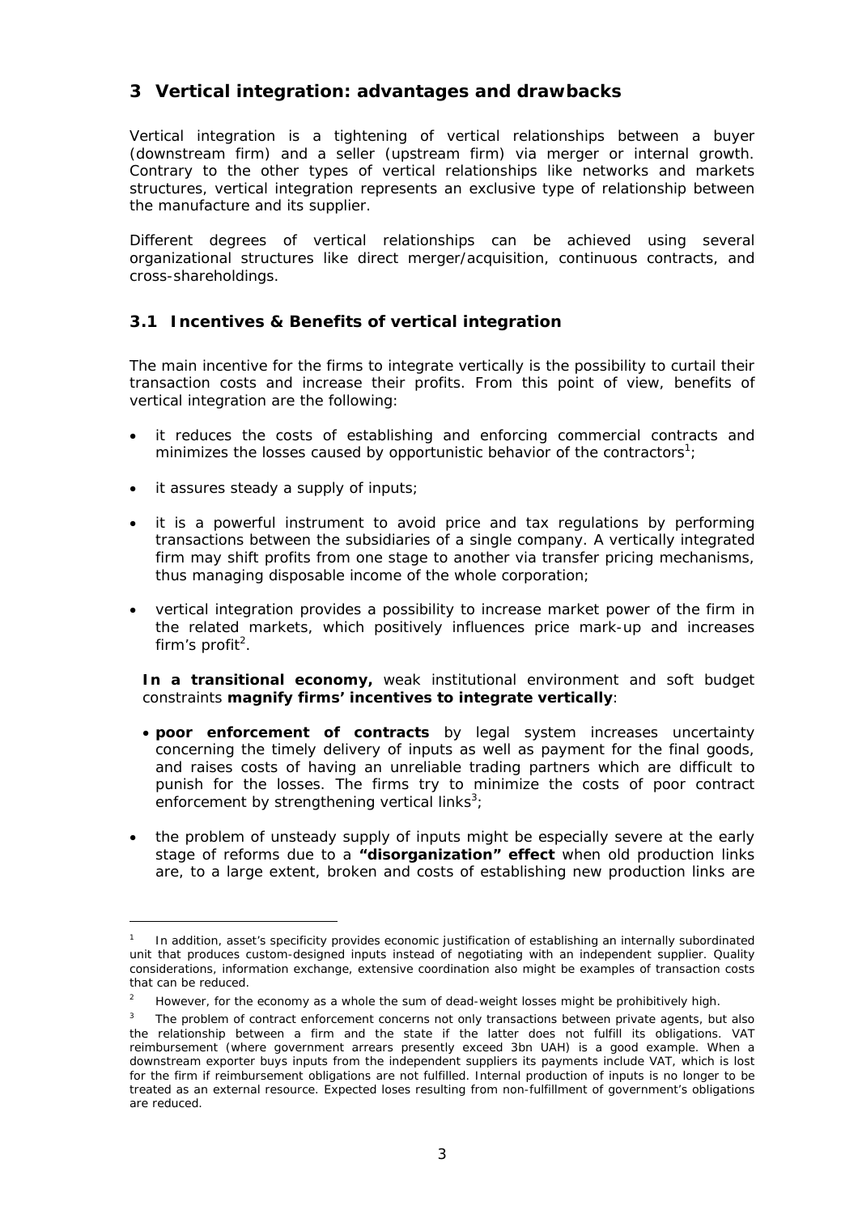## 3 Vertical integration: advantages and drawbacks

Vertical integration is a tightening of vertical relationships between a buyer (downstream firm) and a seller (upstream firm) via merger or internal growth. Contrary to the other types of vertical relationships like networks and markets structures, vertical integration represents an exclusive type of relationship between the manufacture and its supplier.

Different degrees of vertical relationships can be achieved using several organizational structures like direct merger/acquisition, continuous contracts, and cross-shareholdings.

### 3.1 Incentives & Benefits of vertical integration

The main incentive for the firms to integrate vertically is the possibility to curtail their transaction costs and increase their profits. From this point of view, benefits of vertical integration are the following:

- it reduces the costs of establishing and enforcing commercial contracts and minimizes the losses caused by opportunistic behavior of the contractors[1];
- it assures steady a supply of inputs;
- it is a powerful instrument to avoid price and tax regulations by performing transactions between the subsidiaries of a single company. A vertically integrated firm may shift profits from one stage to another via transfer pricing mechanisms, thus managing disposable income of the whole corporation;
- vertical integration provides a possibility to increase market power of the firm in the related markets, which positively influences price mark-up and increases firm's profit[2].

**In a transitional economy,** weak institutional environment and soft budget constraints **magnify firms' incentives to integrate vertically**:

- **poor enforcement of contracts** by legal system increases uncertainty concerning the timely delivery of inputs as well as payment for the final goods, and raises costs of having an unreliable trading partners which are difficult to punish for the losses. The firms try to minimize the costs of poor contract enforcement by strengthening vertical links[3];
- the problem of unsteady supply of inputs might be especially severe at the early stage of reforms due to a **"disorganization" effect** when old production links are, to a large extent, broken and costs of establishing new production links are

---

[1] In addition, asset's specificity provides economic justification of establishing an internally subordinated unit that produces custom-designed inputs instead of negotiating with an independent supplier. Quality considerations, information exchange, extensive coordination also might be examples of transaction costs that can be reduced.

[2] However, for the economy as a whole the sum of dead-weight losses might be prohibitively high.

[3] The problem of contract enforcement concerns not only transactions between private agents, but also the relationship between a firm and the state if the latter does not fulfill its obligations. VAT reimbursement (where government arrears presently exceed 3bn UAH) is a good example. When a downstream exporter buys inputs from the independent suppliers its payments include VAT, which is lost for the firm if reimbursement obligations are not fulfilled. Internal production of inputs is no longer to be treated as an external resource. Expected loses resulting from non-fulfillment of government's obligations are reduced.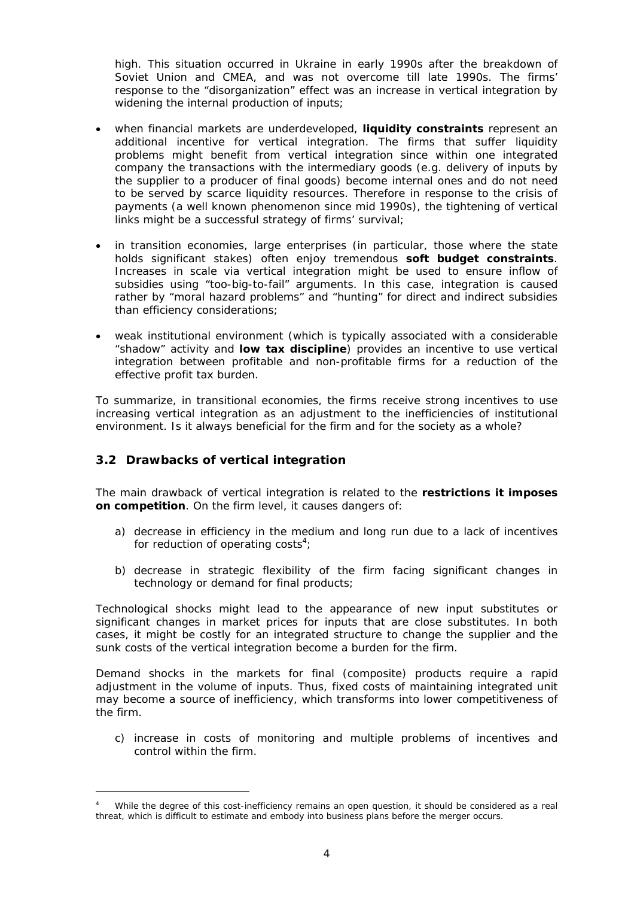high. This situation occurred in Ukraine in early 1990s after the breakdown of Soviet Union and CMEA, and was not overcome till late 1990s. The firms' response to the "disorganization" effect was an increase in vertical integration by widening the internal production of inputs;

- when financial markets are underdeveloped, **liquidity constraints** represent an additional incentive for vertical integration. The firms that suffer liquidity problems might benefit from vertical integration since within one integrated company the transactions with the intermediary goods (e.g. delivery of inputs by the supplier to a producer of final goods) become internal ones and do not need to be served by scarce liquidity resources. Therefore in response to the crisis of payments (a well known phenomenon since mid 1990s), the tightening of vertical links might be a successful strategy of firms' survival;

- in transition economies, large enterprises (in particular, those where the state holds significant stakes) often enjoy tremendous **soft budget constraints**. Increases in scale via vertical integration might be used to ensure inflow of subsidies using "too-big-to-fail" arguments. In this case, integration is caused rather by "moral hazard problems" and "hunting" for direct and indirect subsidies than efficiency considerations;

- weak institutional environment (which is typically associated with a considerable "shadow" activity and **low tax discipline**) provides an incentive to use vertical integration between profitable and non-profitable firms for a reduction of the effective profit tax burden.

To summarize, in transitional economies, the firms receive strong incentives to use increasing vertical integration as an adjustment to the inefficiencies of institutional environment. Is it always beneficial for the firm and for the society as a whole?

## 3.2 Drawbacks of vertical integration

The main drawback of vertical integration is related to the **restrictions it imposes on competition**. On the firm level, it causes dangers of:

a) decrease in efficiency in the medium and long run due to a lack of incentives for reduction of operating costs[4];

b) decrease in strategic flexibility of the firm facing significant changes in technology or demand for final products;

Technological shocks might lead to the appearance of new input substitutes or significant changes in market prices for inputs that are close substitutes. In both cases, it might be costly for an integrated structure to change the supplier and the sunk costs of the vertical integration become a burden for the firm.

Demand shocks in the markets for final (composite) products require a rapid adjustment in the volume of inputs. Thus, fixed costs of maintaining integrated unit may become a source of inefficiency, which transforms into lower competitiveness of the firm.

c) increase in costs of monitoring and multiple problems of incentives and control within the firm.

[4] While the degree of this cost-inefficiency remains an open question, it should be considered as a real threat, which is difficult to estimate and embody into business plans before the merger occurs.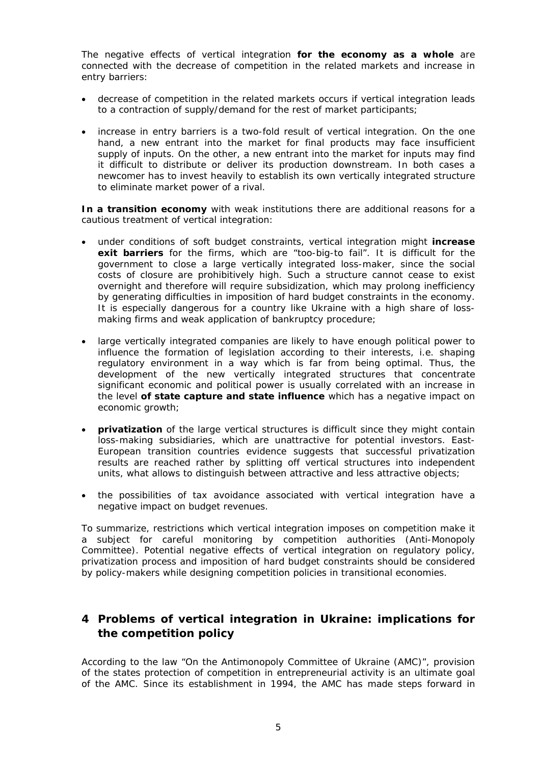The negative effects of vertical integration **for the economy as a whole** are connected with the decrease of competition in the related markets and increase in entry barriers:

- decrease of competition in the related markets occurs if vertical integration leads to a contraction of supply/demand for the rest of market participants;
- increase in entry barriers is a two-fold result of vertical integration. On the one hand, a new entrant into the market for final products may face insufficient supply of inputs. On the other, a new entrant into the market for inputs may find it difficult to distribute or deliver its production downstream. In both cases a newcomer has to invest heavily to establish its own vertically integrated structure to eliminate market power of a rival.

**In a transition economy** with weak institutions there are additional reasons for a cautious treatment of vertical integration:

- under conditions of soft budget constraints, vertical integration might **increase exit barriers** for the firms, which are "too-big-to fail". It is difficult for the government to close a large vertically integrated loss-maker, since the social costs of closure are prohibitively high. Such a structure cannot cease to exist overnight and therefore will require subsidization, which may prolong inefficiency by generating difficulties in imposition of hard budget constraints in the economy. It is especially dangerous for a country like Ukraine with a high share of loss-making firms and weak application of bankruptcy procedure;
- large vertically integrated companies are likely to have enough political power to influence the formation of legislation according to their interests, i.e. shaping regulatory environment in a way which is far from being optimal. Thus, the development of the new vertically integrated structures that concentrate significant economic and political power is usually correlated with an increase in the level **of state capture and state influence** which has a negative impact on economic growth;
- **privatization** of the large vertical structures is difficult since they might contain loss-making subsidiaries, which are unattractive for potential investors. East-European transition countries evidence suggests that successful privatization results are reached rather by splitting off vertical structures into independent units, what allows to distinguish between attractive and less attractive objects;
- the possibilities of tax avoidance associated with vertical integration have a negative impact on budget revenues.

To summarize, restrictions which vertical integration imposes on competition make it a subject for careful monitoring by competition authorities (Anti-Monopoly Committee). Potential negative effects of vertical integration on regulatory policy, privatization process and imposition of hard budget constraints should be considered by policy-makers while designing competition policies in transitional economies.

## 4 Problems of vertical integration in Ukraine: implications for the competition policy

According to the law "On the Antimonopoly Committee of Ukraine (AMC)", provision of the states protection of competition in entrepreneurial activity is an ultimate goal of the AMC. Since its establishment in 1994, the AMC has made steps forward in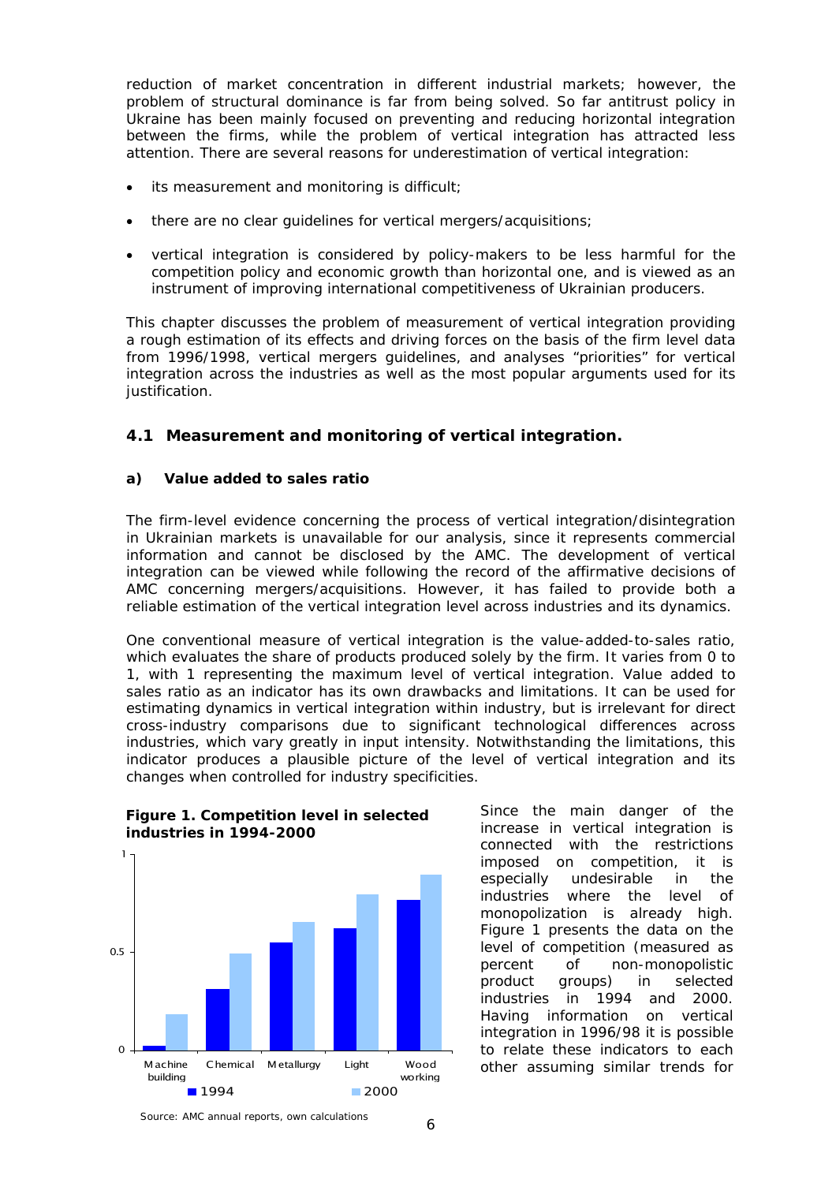reduction of market concentration in different industrial markets; however, the problem of structural dominance is far from being solved. So far antitrust policy in Ukraine has been mainly focused on preventing and reducing horizontal integration between the firms, while the problem of vertical integration has attracted less attention. There are several reasons for underestimation of vertical integration:

- its measurement and monitoring is difficult;
- there are no clear guidelines for vertical mergers/acquisitions;
- vertical integration is considered by policy-makers to be less harmful for the competition policy and economic growth than horizontal one, and is viewed as an instrument of improving international competitiveness of Ukrainian producers.

This chapter discusses the problem of measurement of vertical integration providing a rough estimation of its effects and driving forces on the basis of the firm level data from 1996/1998, vertical mergers guidelines, and analyses "priorities" for vertical integration across the industries as well as the most popular arguments used for its justification.

## 4.1 Measurement and monitoring of vertical integration.

### a) Value added to sales ratio

The firm-level evidence concerning the process of vertical integration/disintegration in Ukrainian markets is unavailable for our analysis, since it represents commercial information and cannot be disclosed by the AMC. The development of vertical integration can be viewed while following the record of the affirmative decisions of AMC concerning mergers/acquisitions. However, it has failed to provide both a reliable estimation of the vertical integration level across industries and its dynamics.

One conventional measure of vertical integration is the value-added-to-sales ratio, which evaluates the share of products produced solely by the firm. It varies from 0 to 1, with 1 representing the maximum level of vertical integration. Value added to sales ratio as an indicator has its own drawbacks and limitations. It can be used for estimating dynamics in vertical integration within industry, but is irrelevant for direct cross-industry comparisons due to significant technological differences across industries, which vary greatly in input intensity. Notwithstanding the limitations, this indicator produces a plausible picture of the level of vertical integration and its changes when controlled for industry specificities.

**Figure 1. Competition level in selected industries in 1994-2000**

Source: AMC annual reports, own calculations

Since the main danger of the increase in vertical integration is connected with the restrictions imposed on competition, it is especially undesirable in the industries where the level of monopolization is already high. Figure 1 presents the data on the level of competition (measured as percent of non-monopolistic product groups) in selected industries in 1994 and 2000. Having information on vertical integration in 1996/98 it is possible to relate these indicators to each other assuming similar trends for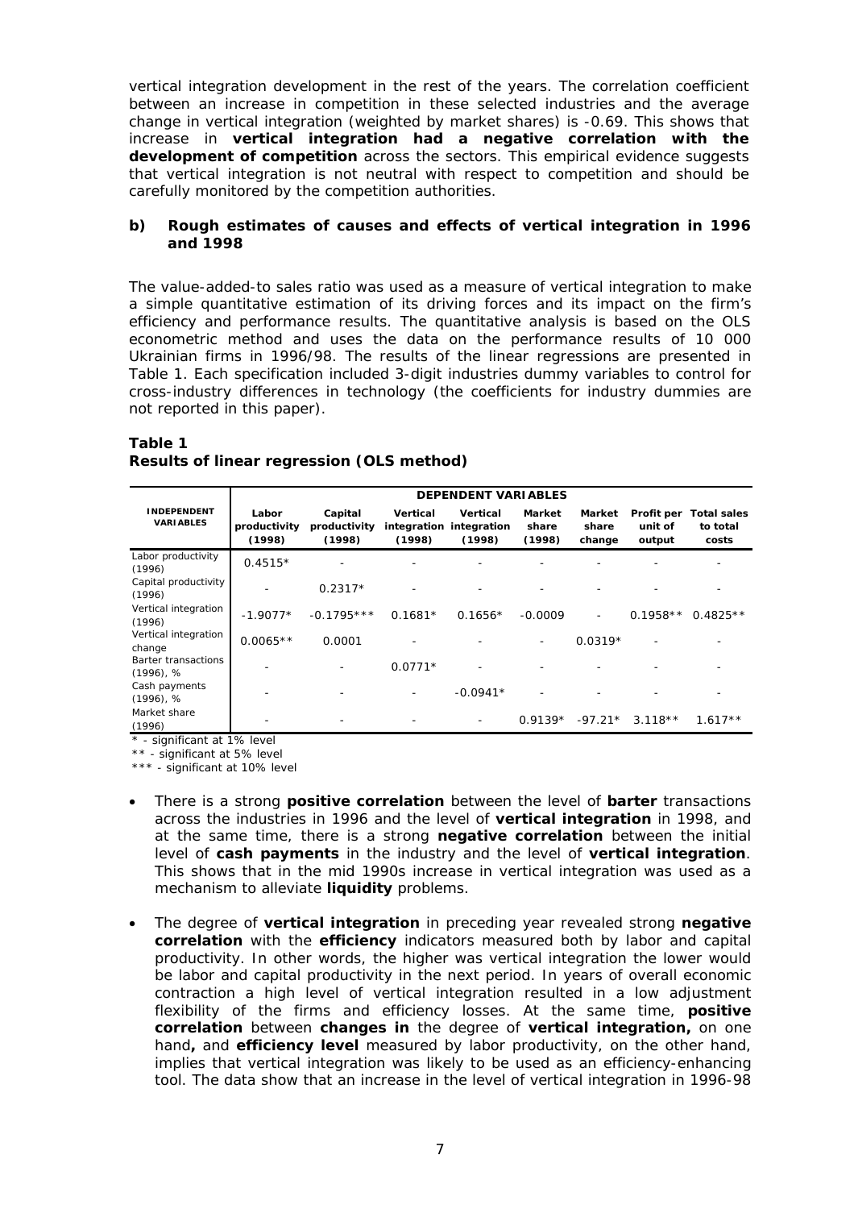vertical integration development in the rest of the years. The correlation coefficient between an increase in competition in these selected industries and the average change in vertical integration (weighted by market shares) is -0.69. This shows that increase in **vertical integration had a negative correlation with the development of competition** across the sectors. This empirical evidence suggests that vertical integration is not neutral with respect to competition and should be carefully monitored by the competition authorities.

### b) Rough estimates of causes and effects of vertical integration in 1996 and 1998

The value-added-to sales ratio was used as a measure of vertical integration to make a simple quantitative estimation of its driving forces and its impact on the firm's efficiency and performance results. The quantitative analysis is based on the OLS econometric method and uses the data on the performance results of 10 000 Ukrainian firms in 1996/98. The results of the linear regressions are presented in Table 1. Each specification included 3-digit industries dummy variables to control for cross-industry differences in technology (the coefficients for industry dummies are not reported in this paper).

**Table 1**
**Results of linear regression (OLS method)**

| INDEPENDENT VARIABLES | DEPENDENT VARIABLES | | | | | | | |
|---|---|---|---|---|---|---|---|---|
| | Labor productivity (1998) | Capital productivity (1998) | Vertical integration (1998) | Vertical integration (1998) | Market share (1998) | Market share change | Profit per unit of output | Total sales to total costs |
| Labor productivity (1996) | 0.4515* | - | - | - | - | - | - | - |
| Capital productivity (1996) | - | 0.2317* | - | - | - | - | - | - |
| Vertical integration (1996) | -1.9077* | -0.1795*** | 0.1681* | 0.1656* | -0.0009 | - | 0.1958** | 0.4825** |
| Vertical integration change | 0.0065** | 0.0001 | - | - | - | 0.0319* | - | - |
| Barter transactions (1996), % | - | - | 0.0771* | - | - | - | - | - |
| Cash payments (1996), % | - | - | - | -0.0941* | - | - | - | - |
| Market share (1996) | - | - | - | - | 0.9139* | -97.21* | 3.118** | 1.617** |

\* - significant at 1% level
** - significant at 5% level
*** - significant at 10% level

- There is a strong **positive correlation** between the level of **barter** transactions across the industries in 1996 and the level of **vertical integration** in 1998, and at the same time, there is a strong **negative correlation** between the initial level of **cash payments** in the industry and the level of **vertical integration**. This shows that in the mid 1990s increase in vertical integration was used as a mechanism to alleviate **liquidity** problems.
- The degree of **vertical integration** in preceding year revealed strong **negative correlation** with the **efficiency** indicators measured both by labor and capital productivity. In other words, the higher was vertical integration the lower would be labor and capital productivity in the next period. In years of overall economic contraction a high level of vertical integration resulted in a low adjustment flexibility of the firms and efficiency losses. At the same time, **positive correlation** between **changes in** the degree of **vertical integration,** on one hand**,** and **efficiency level** measured by labor productivity, on the other hand, implies that vertical integration was likely to be used as an efficiency-enhancing tool. The data show that an increase in the level of vertical integration in 1996-98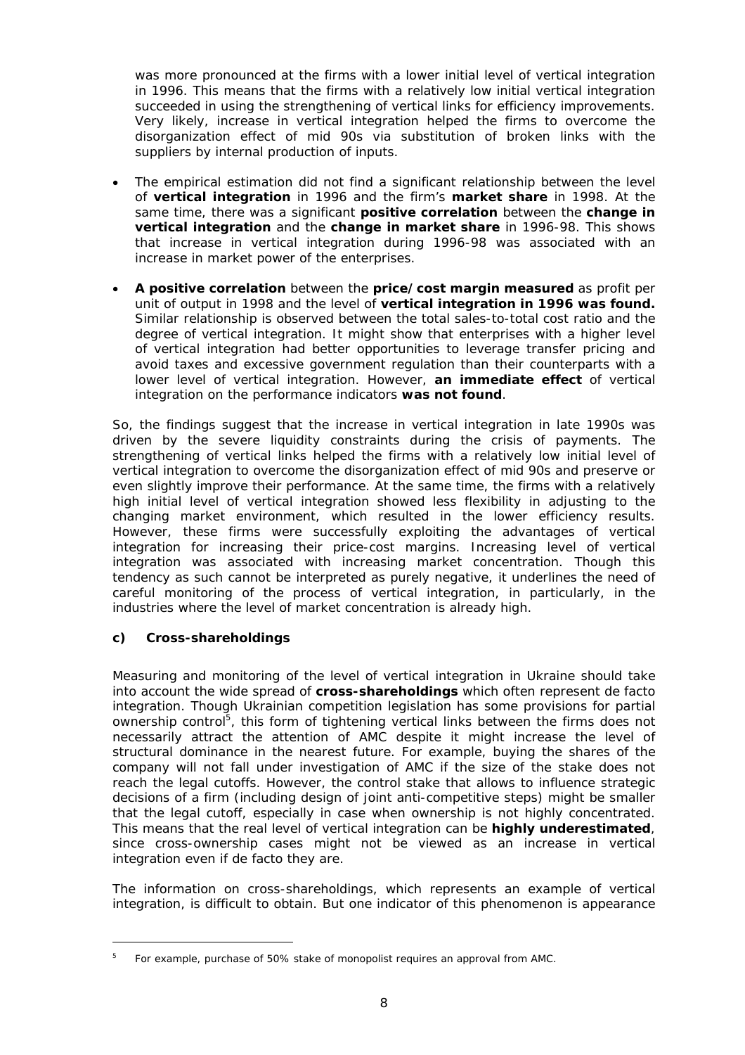was more pronounced at the firms with a lower initial level of vertical integration in 1996. This means that the firms with a relatively low initial vertical integration succeeded in using the strengthening of vertical links for efficiency improvements. Very likely, increase in vertical integration helped the firms to overcome the disorganization effect of mid 90s via substitution of broken links with the suppliers by internal production of inputs.

- The empirical estimation did not find a significant relationship between the level of **vertical integration** in 1996 and the firm's **market share** in 1998. At the same time, there was a significant **positive correlation** between the **change in vertical integration** and the **change in market share** in 1996-98. This shows that increase in vertical integration during 1996-98 was associated with an increase in market power of the enterprises.
- **A positive correlation** between the **price/cost margin measured** as profit per unit of output in 1998 and the level of **vertical integration in 1996 was found.** Similar relationship is observed between the total sales-to-total cost ratio and the degree of vertical integration. It might show that enterprises with a higher level of vertical integration had better opportunities to leverage transfer pricing and avoid taxes and excessive government regulation than their counterparts with a lower level of vertical integration. However, **an immediate effect** of vertical integration on the performance indicators **was not found**.

So, the findings suggest that the increase in vertical integration in late 1990s was driven by the severe liquidity constraints during the crisis of payments. The strengthening of vertical links helped the firms with a relatively low initial level of vertical integration to overcome the disorganization effect of mid 90s and preserve or even slightly improve their performance. At the same time, the firms with a relatively high initial level of vertical integration showed less flexibility in adjusting to the changing market environment, which resulted in the lower efficiency results. However, these firms were successfully exploiting the advantages of vertical integration for increasing their price-cost margins. Increasing level of vertical integration was associated with increasing market concentration. Though this tendency as such cannot be interpreted as purely negative, it underlines the need of careful monitoring of the process of vertical integration, in particularly, in the industries where the level of market concentration is already high.

### c) Cross-shareholdings

Measuring and monitoring of the level of vertical integration in Ukraine should take into account the wide spread of **cross-shareholdings** which often represent de facto integration. Though Ukrainian competition legislation has some provisions for partial ownership control[5], this form of tightening vertical links between the firms does not necessarily attract the attention of AMC despite it might increase the level of structural dominance in the nearest future. For example, buying the shares of the company will not fall under investigation of AMC if the size of the stake does not reach the legal cutoffs. However, the control stake that allows to influence strategic decisions of a firm (including design of joint anti-competitive steps) might be smaller that the legal cutoff, especially in case when ownership is not highly concentrated. This means that the real level of vertical integration can be **highly underestimated**, since cross-ownership cases might not be viewed as an increase in vertical integration even if de facto they are.

The information on cross-shareholdings, which represents an example of vertical integration, is difficult to obtain. But one indicator of this phenomenon is appearance

[5] For example, purchase of 50% stake of monopolist requires an approval from AMC.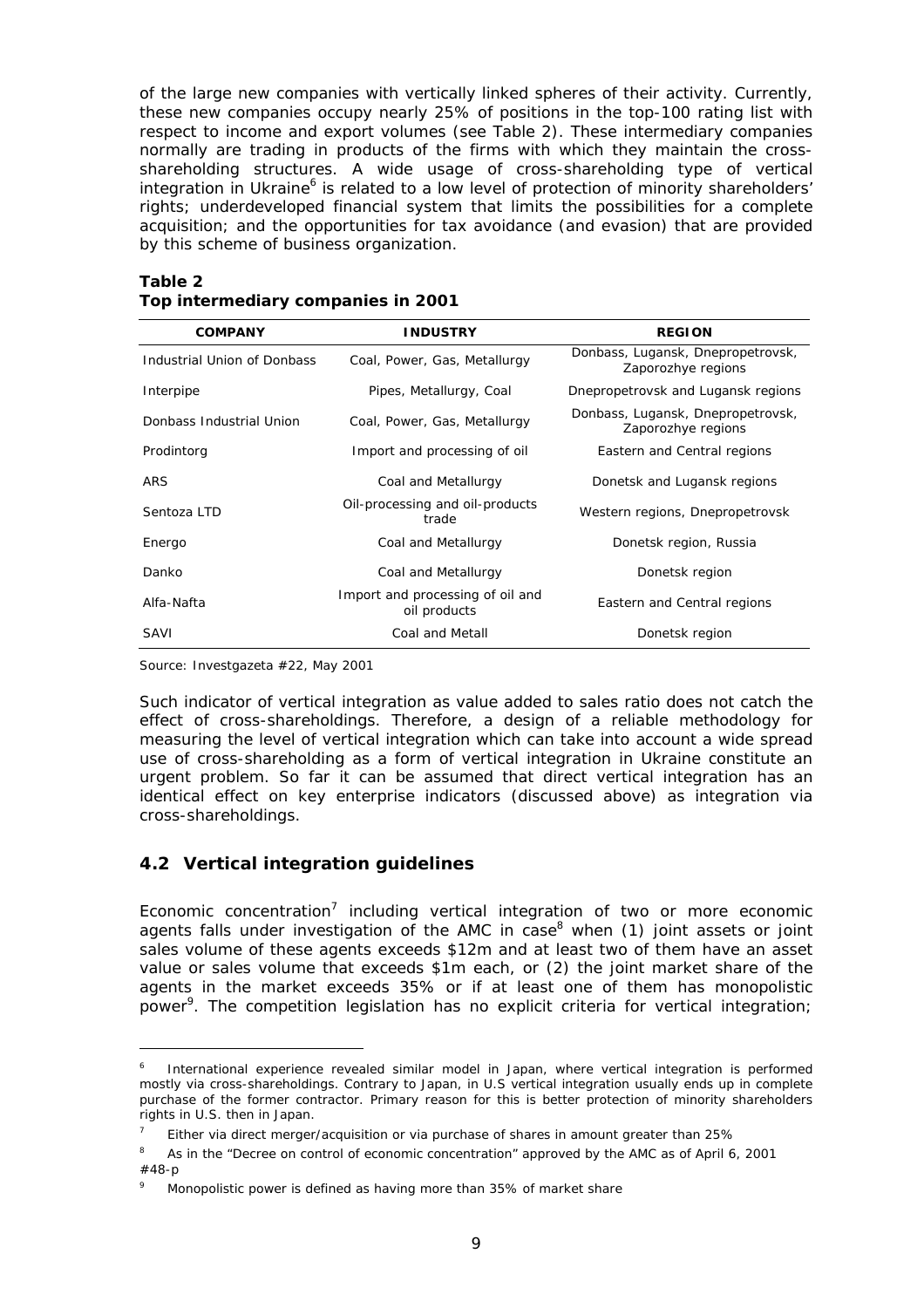of the large new companies with vertically linked spheres of their activity. Currently, these new companies occupy nearly 25% of positions in the top-100 rating list with respect to income and export volumes (see Table 2). These intermediary companies normally are trading in products of the firms with which they maintain the cross-shareholding structures. A wide usage of cross-shareholding type of vertical integration in Ukraine[6] is related to a low level of protection of minority shareholders' rights; underdeveloped financial system that limits the possibilities for a complete acquisition; and the opportunities for tax avoidance (and evasion) that are provided by this scheme of business organization.

**Table 2**
**Top intermediary companies in 2001**

| COMPANY | INDUSTRY | REGION |
|---|---|---|
| Industrial Union of Donbass | Coal, Power, Gas, Metallurgy | Donbass, Lugansk, Dnepropetrovsk, Zaporozhye regions |
| Interpipe | Pipes, Metallurgy, Coal | Dnepropetrovsk and Lugansk regions |
| Donbass Industrial Union | Coal, Power, Gas, Metallurgy | Donbass, Lugansk, Dnepropetrovsk, Zaporozhye regions |
| Prodintorg | Import and processing of oil | Eastern and Central regions |
| ARS | Coal and Metallurgy | Donetsk and Lugansk regions |
| Sentoza LTD | Oil-processing and oil-products trade | Western regions, Dnepropetrovsk |
| Energo | Coal and Metallurgy | Donetsk region, Russia |
| Danko | Coal and Metallurgy | Donetsk region |
| Alfa-Nafta | Import and processing of oil and oil products | Eastern and Central regions |
| SAVI | Coal and Metall | Donetsk region |

Source: Investgazeta #22, May 2001

Such indicator of vertical integration as value added to sales ratio does not catch the effect of cross-shareholdings. Therefore, a design of a reliable methodology for measuring the level of vertical integration which can take into account a wide spread use of cross-shareholding as a form of vertical integration in Ukraine constitute an urgent problem. So far it can be assumed that direct vertical integration has an identical effect on key enterprise indicators (discussed above) as integration via cross-shareholdings.

## 4.2 Vertical integration guidelines

Economic concentration[7] including vertical integration of two or more economic agents falls under investigation of the AMC in case[8] when (1) joint assets or joint sales volume of these agents exceeds \$12m and at least two of them have an asset value or sales volume that exceeds \$1m each, or (2) the joint market share of the agents in the market exceeds 35% or if at least one of them has monopolistic power[9]. The competition legislation has no explicit criteria for vertical integration;

[6] International experience revealed similar model in Japan, where vertical integration is performed mostly via cross-shareholdings. Contrary to Japan, in U.S vertical integration usually ends up in complete purchase of the former contractor. Primary reason for this is better protection of minority shareholders rights in U.S. then in Japan.

[7] Either via direct merger/acquisition or via purchase of shares in amount greater than 25%

[8] As in the "Decree on control of economic concentration" approved by the AMC as of April 6, 2001 #48-p

[9] Monopolistic power is defined as having more than 35% of market share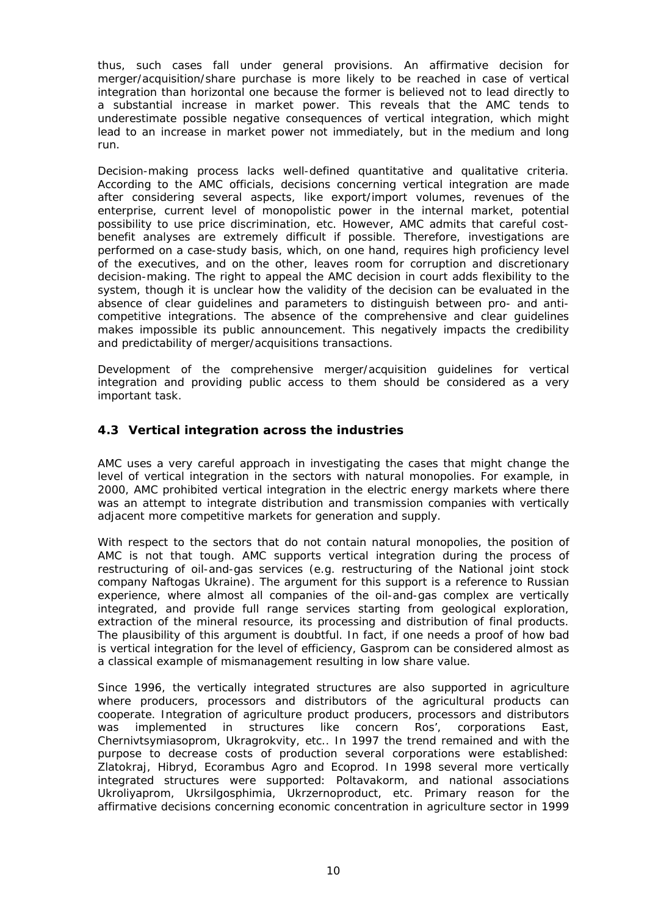thus, such cases fall under general provisions. An affirmative decision for merger/acquisition/share purchase is more likely to be reached in case of vertical integration than horizontal one because the former is believed not to lead directly to a substantial increase in market power. This reveals that the AMC tends to underestimate possible negative consequences of vertical integration, which might lead to an increase in market power not immediately, but in the medium and long run.

Decision-making process lacks well-defined quantitative and qualitative criteria. According to the AMC officials, decisions concerning vertical integration are made after considering several aspects, like export/import volumes, revenues of the enterprise, current level of monopolistic power in the internal market, potential possibility to use price discrimination, etc. However, AMC admits that careful cost-benefit analyses are extremely difficult if possible. Therefore, investigations are performed on a case-study basis, which, on one hand, requires high proficiency level of the executives, and on the other, leaves room for corruption and discretionary decision-making. The right to appeal the AMC decision in court adds flexibility to the system, though it is unclear how the validity of the decision can be evaluated in the absence of clear guidelines and parameters to distinguish between pro- and anti-competitive integrations. The absence of the comprehensive and clear guidelines makes impossible its public announcement. This negatively impacts the credibility and predictability of merger/acquisitions transactions.

Development of the comprehensive merger/acquisition guidelines for vertical integration and providing public access to them should be considered as a very important task.

### 4.3 Vertical integration across the industries

AMC uses a very careful approach in investigating the cases that might change the level of vertical integration in the sectors with natural monopolies. For example, in 2000, AMC prohibited vertical integration in the electric energy markets where there was an attempt to integrate distribution and transmission companies with vertically adjacent more competitive markets for generation and supply.

With respect to the sectors that do not contain natural monopolies, the position of AMC is not that tough. AMC supports vertical integration during the process of restructuring of oil-and-gas services (e.g. restructuring of the National joint stock company Naftogas Ukraine). The argument for this support is a reference to Russian experience, where almost all companies of the oil-and-gas complex are vertically integrated, and provide full range services starting from geological exploration, extraction of the mineral resource, its processing and distribution of final products. The plausibility of this argument is doubtful. In fact, if one needs a proof of how bad is vertical integration for the level of efficiency, Gasprom can be considered almost as a classical example of mismanagement resulting in low share value.

Since 1996, the vertically integrated structures are also supported in agriculture where producers, processors and distributors of the agricultural products can cooperate. Integration of agriculture product producers, processors and distributors was implemented in structures like concern Ros', corporations East, Chernivtsymiasoprom, Ukragrokvity, etc.. In 1997 the trend remained and with the purpose to decrease costs of production several corporations were established: Zlatokraj, Hibryd, Ecorambus Agro and Ecoprod. In 1998 several more vertically integrated structures were supported: Poltavakorm, and national associations Ukroliyaprom, Ukrsilgosphimia, Ukrzernoproduct, etc. Primary reason for the affirmative decisions concerning economic concentration in agriculture sector in 1999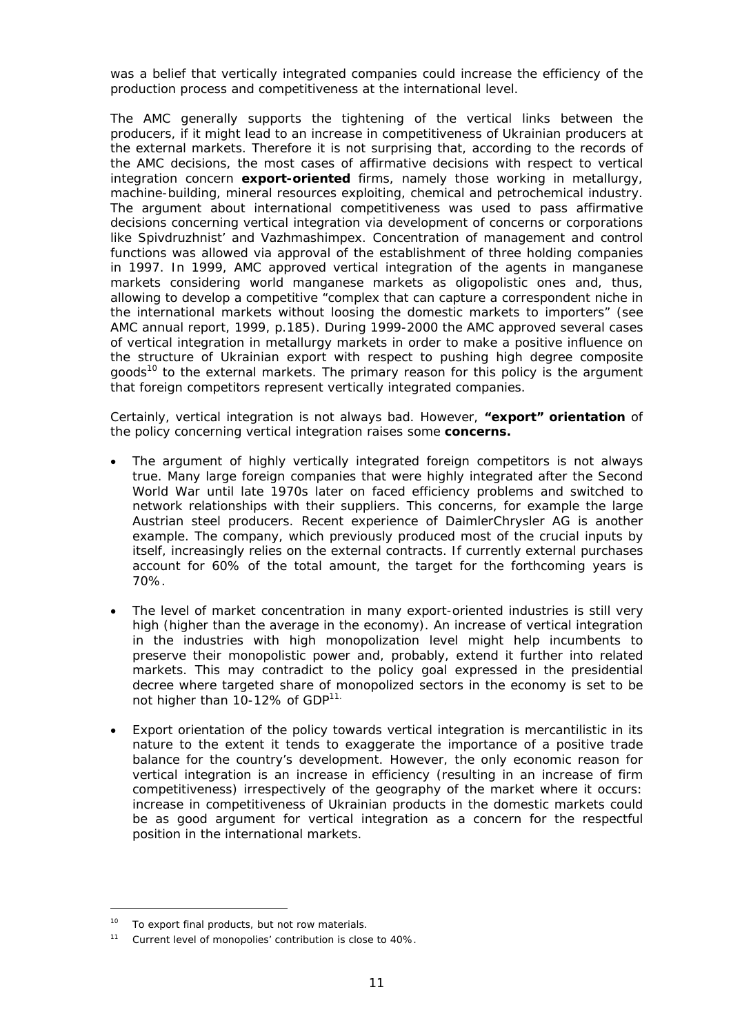was a belief that vertically integrated companies could increase the efficiency of the production process and competitiveness at the international level.

The AMC generally supports the tightening of the vertical links between the producers, if it might lead to an increase in competitiveness of Ukrainian producers at the external markets. Therefore it is not surprising that, according to the records of the AMC decisions, the most cases of affirmative decisions with respect to vertical integration concern **export-oriented** firms, namely those working in metallurgy, machine-building, mineral resources exploiting, chemical and petrochemical industry. The argument about international competitiveness was used to pass affirmative decisions concerning vertical integration via development of concerns or corporations like Spivdruzhnist' and Vazhmashimpex. Concentration of management and control functions was allowed via approval of the establishment of three holding companies in 1997. In 1999, AMC approved vertical integration of the agents in manganese markets considering world manganese markets as oligopolistic ones and, thus, allowing to develop a competitive "complex that can capture a correspondent niche in the international markets without loosing the domestic markets to importers" (see AMC annual report, 1999, p.185). During 1999-2000 the AMC approved several cases of vertical integration in metallurgy markets in order to make a positive influence on the structure of Ukrainian export with respect to pushing high degree composite goods[10] to the external markets. The primary reason for this policy is the argument that foreign competitors represent vertically integrated companies.

Certainly, vertical integration is not always bad. However, **"export" orientation** of the policy concerning vertical integration raises some **concerns.**

- The argument of highly vertically integrated foreign competitors is not always true. Many large foreign companies that were highly integrated after the Second World War until late 1970s later on faced efficiency problems and switched to network relationships with their suppliers. This concerns, for example the large Austrian steel producers. Recent experience of DaimlerChrysler AG is another example. The company, which previously produced most of the crucial inputs by itself, increasingly relies on the external contracts. If currently external purchases account for 60% of the total amount, the target for the forthcoming years is 70%.

- The level of market concentration in many export-oriented industries is still very high (higher than the average in the economy). An increase of vertical integration in the industries with high monopolization level might help incumbents to preserve their monopolistic power and, probably, extend it further into related markets. This may contradict to the policy goal expressed in the presidential decree where targeted share of monopolized sectors in the economy is set to be not higher than 10-12% of GDP[11].

- Export orientation of the policy towards vertical integration is mercantilistic in its nature to the extent it tends to exaggerate the importance of a positive trade balance for the country's development. However, the only economic reason for vertical integration is an increase in efficiency (resulting in an increase of firm competitiveness) irrespectively of the geography of the market where it occurs: increase in competitiveness of Ukrainian products in the domestic markets could be as good argument for vertical integration as a concern for the respectful position in the international markets.

---

[10] To export final products, but not row materials.

[11] Current level of monopolies' contribution is close to 40%.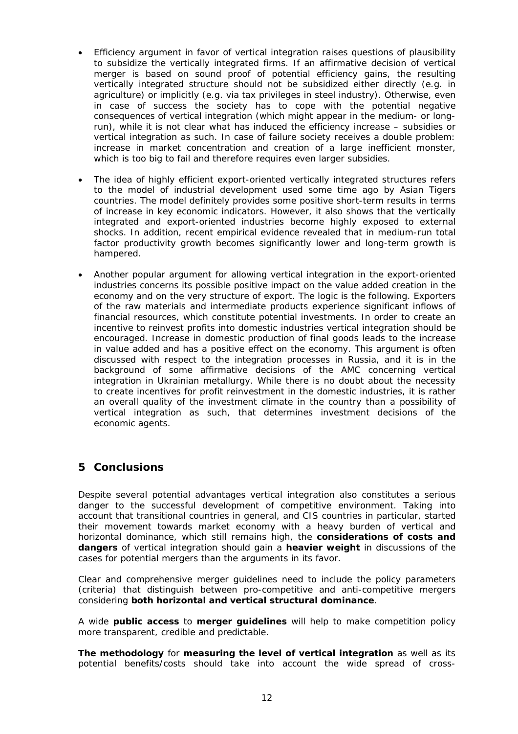- Efficiency argument in favor of vertical integration raises questions of plausibility to subsidize the vertically integrated firms. If an affirmative decision of vertical merger is based on sound proof of potential efficiency gains, the resulting vertically integrated structure should not be subsidized either directly (e.g. in agriculture) or implicitly (e.g. via tax privileges in steel industry). Otherwise, even in case of success the society has to cope with the potential negative consequences of vertical integration (which might appear in the medium- or long-run), while it is not clear what has induced the efficiency increase – subsidies or vertical integration as such. In case of failure society receives a double problem: increase in market concentration and creation of a large inefficient monster, which is too big to fail and therefore requires even larger subsidies.

- The idea of highly efficient export-oriented vertically integrated structures refers to the model of industrial development used some time ago by Asian Tigers countries. The model definitely provides some positive short-term results in terms of increase in key economic indicators. However, it also shows that the vertically integrated and export-oriented industries become highly exposed to external shocks. In addition, recent empirical evidence revealed that in medium-run total factor productivity growth becomes significantly lower and long-term growth is hampered.

- Another popular argument for allowing vertical integration in the export-oriented industries concerns its possible positive impact on the value added creation in the economy and on the very structure of export. The logic is the following. Exporters of the raw materials and intermediate products experience significant inflows of financial resources, which constitute potential investments. In order to create an incentive to reinvest profits into domestic industries vertical integration should be encouraged. Increase in domestic production of final goods leads to the increase in value added and has a positive effect on the economy. This argument is often discussed with respect to the integration processes in Russia, and it is in the background of some affirmative decisions of the AMC concerning vertical integration in Ukrainian metallurgy. While there is no doubt about the necessity to create incentives for profit reinvestment in the domestic industries, it is rather an overall quality of the investment climate in the country than a possibility of vertical integration as such, that determines investment decisions of the economic agents.

## 5 Conclusions

Despite several potential advantages vertical integration also constitutes a serious danger to the successful development of competitive environment. Taking into account that transitional countries in general, and CIS countries in particular, started their movement towards market economy with a heavy burden of vertical and horizontal dominance, which still remains high, the **considerations of costs and dangers** of vertical integration should gain a **heavier weight** in discussions of the cases for potential mergers than the arguments in its favor.

Clear and comprehensive merger guidelines need to include the policy parameters (criteria) that distinguish between pro-competitive and anti-competitive mergers considering **both horizontal and vertical structural dominance**.

A wide **public access** to **merger guidelines** will help to make competition policy more transparent, credible and predictable.

**The methodology** for **measuring the level of vertical integration** as well as its potential benefits/costs should take into account the wide spread of cross-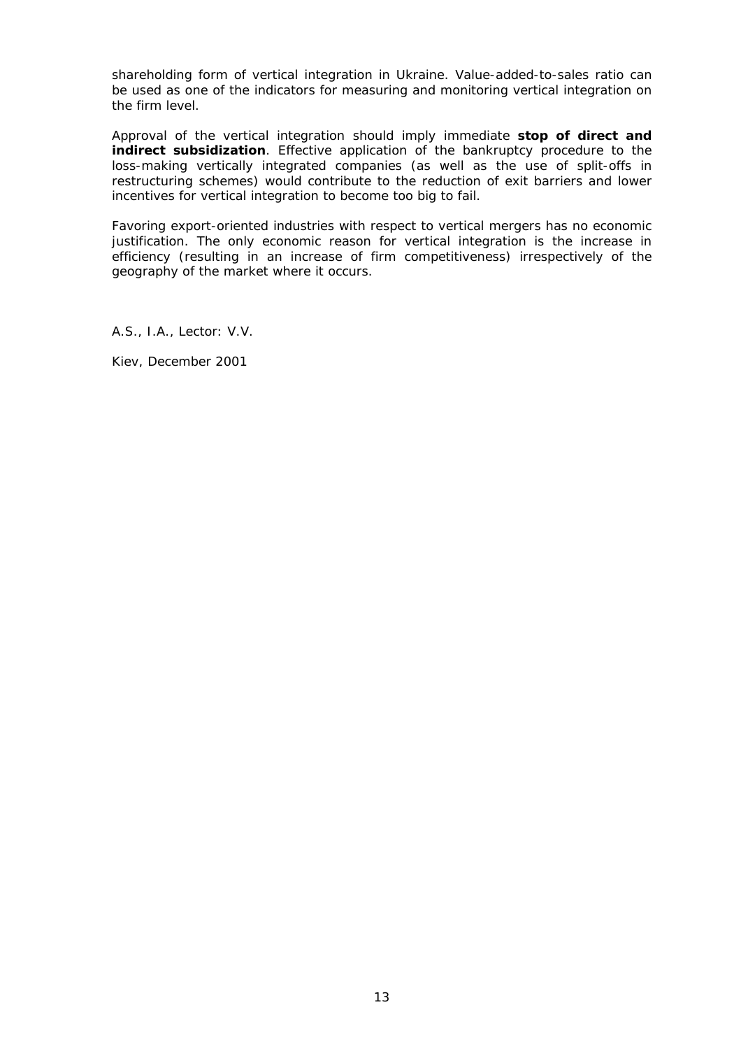shareholding form of vertical integration in Ukraine. Value-added-to-sales ratio can be used as one of the indicators for measuring and monitoring vertical integration on the firm level.

Approval of the vertical integration should imply immediate **stop of direct and indirect subsidization**. Effective application of the bankruptcy procedure to the loss-making vertically integrated companies (as well as the use of split-offs in restructuring schemes) would contribute to the reduction of exit barriers and lower incentives for vertical integration to become too big to fail.

Favoring export-oriented industries with respect to vertical mergers has no economic justification. The only economic reason for vertical integration is the increase in efficiency (resulting in an increase of firm competitiveness) irrespectively of the geography of the market where it occurs.

A.S., I.A., Lector: V.V.

Kiev, December 2001